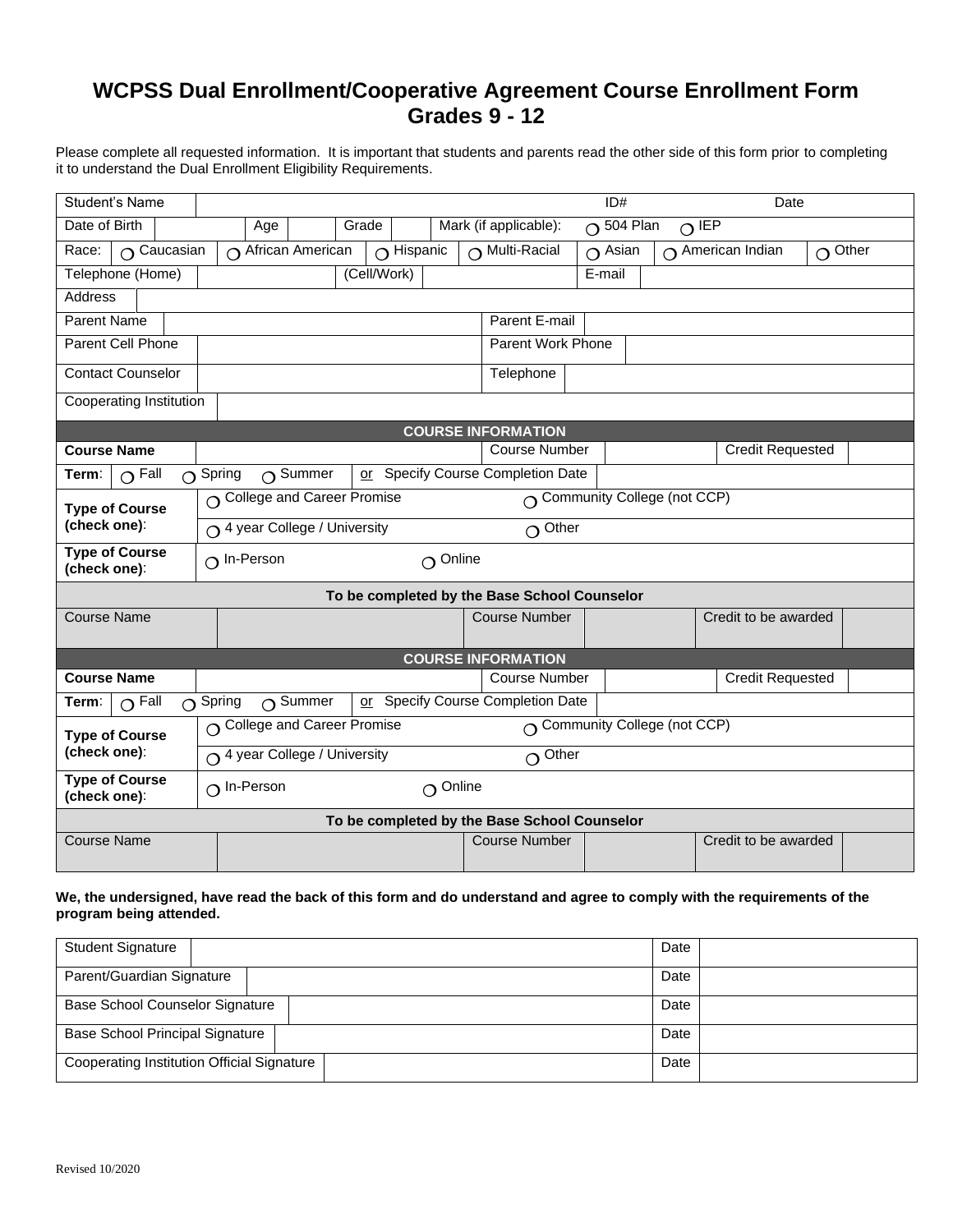# WCPSS Dual Enrollment/Cooperative Agreement Course Enrollment Form Grades 9 - 12

Please complete all requested information. It is important that students and parents read the other side of this form prior to completing it to understand the Dual Enrollment Eligibility Requirements.

| Student's Name | | ID# | | Date | |
|---|---|---|---|---|---|
| Date of Birth | | Age | | Grade | |
| Mark (if applicable): | ❍ 504 Plan | ❍ IEP | | | |
| Race: | ❍ Caucasian ❍ African American ❍ Hispanic ❍ Multi-Racial ❍ Asian ❍ American Indian ❍ Other | | | | |
| Telephone (Home) | | (Cell/Work) | | E-mail | |
| Address | | | | | |
| Parent Name | | Parent E-mail | | | |
| Parent Cell Phone | | Parent Work Phone | | | |
| Contact Counselor | | Telephone | | | |
| Cooperating Institution | | | | | |

| COURSE INFORMATION | | | | | |
|---|---|---|---|---|---|
| **Course Name** | | Course Number | | Credit Requested | |
| **Term**: | ❍ Fall ❍ Spring ❍ Summer | or Specify Course Completion Date | | | |
| **Type of Course (check one)**: | ❍ College and Career Promise | ❍ Community College (not CCP) | | | |
| | ❍ 4 year College / University | ❍ Other | | | |
| **Type of Course (check one)**: | ❍ In-Person | ❍ Online | | | |
| **To be completed by the Base School Counselor** | | | | | |
| Course Name | | Course Number | | Credit to be awarded | |

| COURSE INFORMATION | | | | | |
|---|---|---|---|---|---|
| **Course Name** | | Course Number | | Credit Requested | |
| **Term**: | ❍ Fall ❍ Spring ❍ Summer | or Specify Course Completion Date | | | |
| **Type of Course (check one)**: | ❍ College and Career Promise | ❍ Community College (not CCP) | | | |
| | ❍ 4 year College / University | ❍ Other | | | |
| **Type of Course (check one)**: | ❍ In-Person | ❍ Online | | | |
| **To be completed by the Base School Counselor** | | | | | |
| Course Name | | Course Number | | Credit to be awarded | |

**We, the undersigned, have read the back of this form and do understand and agree to comply with the requirements of the program being attended.**

| Signature | | Date | |
|---|---|---|---|
| Student Signature | | Date | |
| Parent/Guardian Signature | | Date | |
| Base School Counselor Signature | | Date | |
| Base School Principal Signature | | Date | |
| Cooperating Institution Official Signature | | Date | |

Revised 10/2020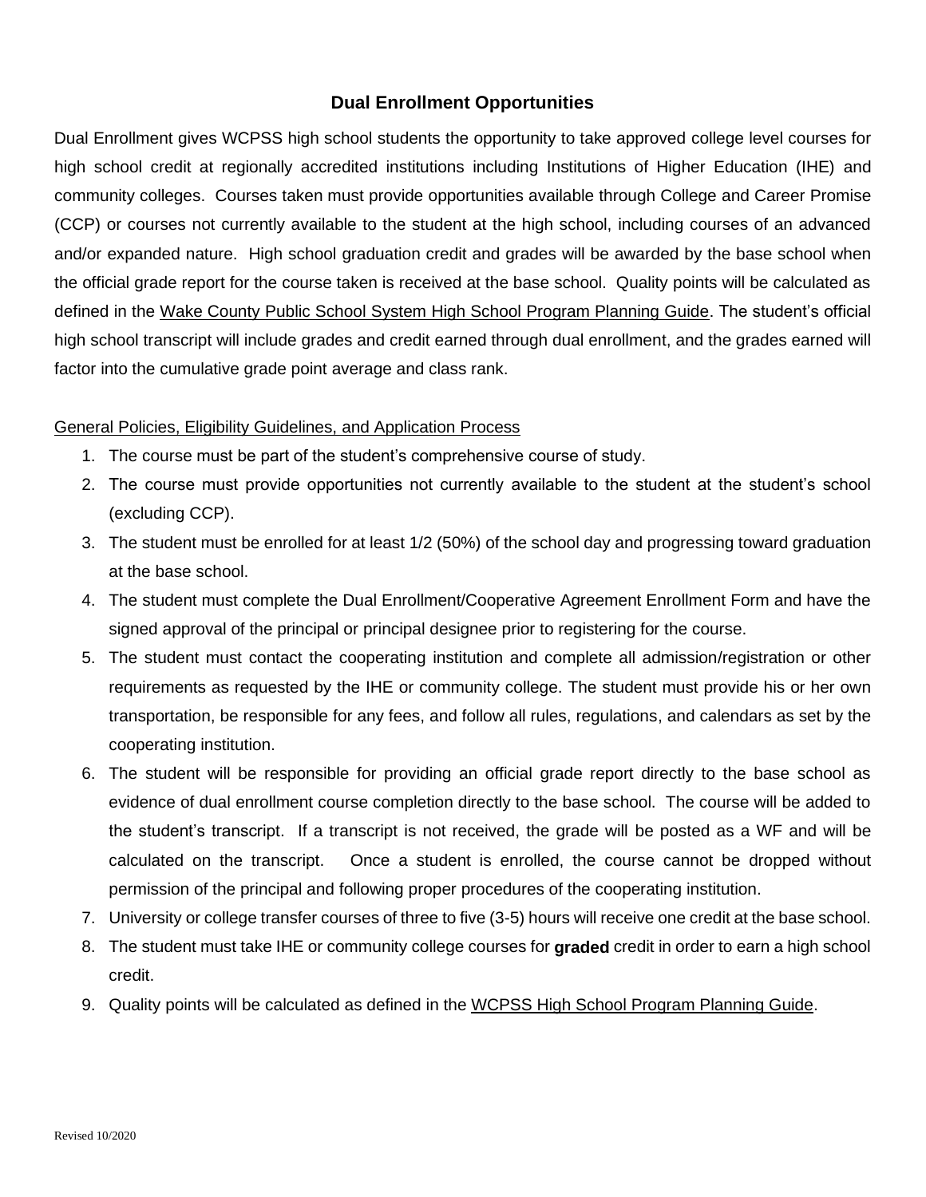## Dual Enrollment Opportunities

Dual Enrollment gives WCPSS high school students the opportunity to take approved college level courses for high school credit at regionally accredited institutions including Institutions of Higher Education (IHE) and community colleges. Courses taken must provide opportunities available through College and Career Promise (CCP) or courses not currently available to the student at the high school, including courses of an advanced and/or expanded nature. High school graduation credit and grades will be awarded by the base school when the official grade report for the course taken is received at the base school. Quality points will be calculated as defined in the Wake County Public School System High School Program Planning Guide. The student's official high school transcript will include grades and credit earned through dual enrollment, and the grades earned will factor into the cumulative grade point average and class rank.

General Policies, Eligibility Guidelines, and Application Process

1. The course must be part of the student's comprehensive course of study.
2. The course must provide opportunities not currently available to the student at the student's school (excluding CCP).
3. The student must be enrolled for at least 1/2 (50%) of the school day and progressing toward graduation at the base school.
4. The student must complete the Dual Enrollment/Cooperative Agreement Enrollment Form and have the signed approval of the principal or principal designee prior to registering for the course.
5. The student must contact the cooperating institution and complete all admission/registration or other requirements as requested by the IHE or community college. The student must provide his or her own transportation, be responsible for any fees, and follow all rules, regulations, and calendars as set by the cooperating institution.
6. The student will be responsible for providing an official grade report directly to the base school as evidence of dual enrollment course completion directly to the base school. The course will be added to the student's transcript. If a transcript is not received, the grade will be posted as a WF and will be calculated on the transcript. Once a student is enrolled, the course cannot be dropped without permission of the principal and following proper procedures of the cooperating institution.
7. University or college transfer courses of three to five (3-5) hours will receive one credit at the base school.
8. The student must take IHE or community college courses for **graded** credit in order to earn a high school credit.
9. Quality points will be calculated as defined in the WCPSS High School Program Planning Guide.

Revised 10/2020